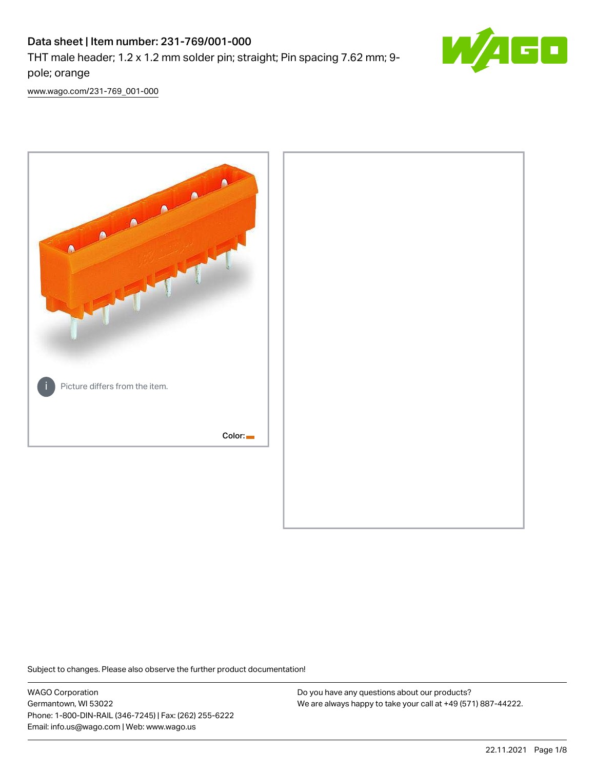# Data sheet | Item number: 231-769/001-000

THT male header; 1.2 x 1.2 mm solder pin; straight; Pin spacing 7.62 mm; 9-pole; orange

www.wago.com/231-769_001-000

Picture differs from the item.

Color:

Subject to changes. Please also observe the further product documentation!

WAGO Corporation
Germantown, WI 53022
Phone: 1-800-DIN-RAIL (346-7245) | Fax: (262) 255-6222
Email: info.us@wago.com | Web: www.wago.us

Do you have any questions about our products?
We are always happy to take your call at +49 (571) 887-44222.

22.11.2021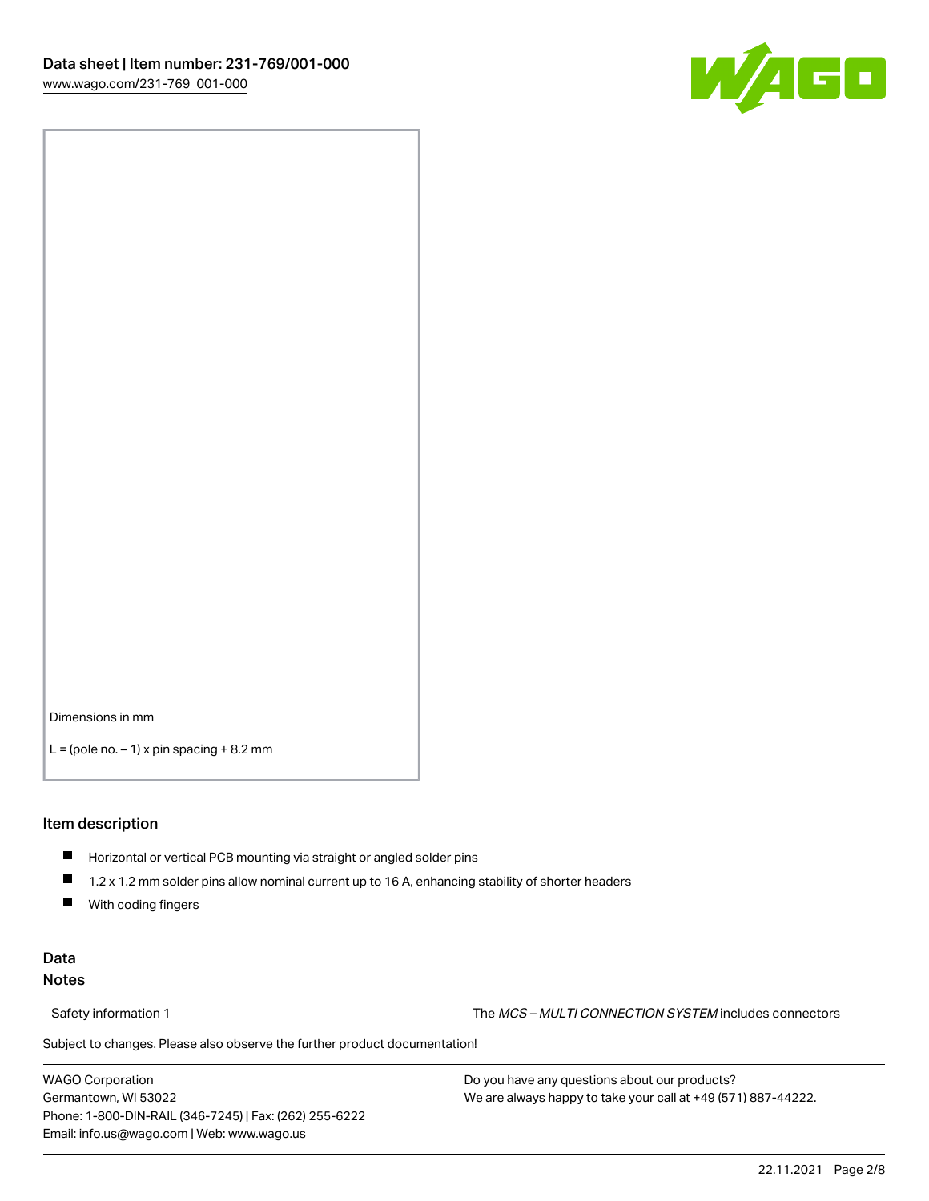Dimensions in mm

L = (pole no. − 1) x pin spacing + 8.2 mm

## Item description

- Horizontal or vertical PCB mounting via straight or angled solder pins
- 1.2 x 1.2 mm solder pins allow nominal current up to 16 A, enhancing stability of shorter headers
- With coding fingers

## Data
### Notes

Safety information 1 — The *MCS – MULTI CONNECTION SYSTEM* includes connectors

Subject to changes. Please also observe the further product documentation!

WAGO Corporation
Germantown, WI 53022
Phone: 1-800-DIN-RAIL (346-7245) | Fax: (262) 255-6222
Email: info.us@wago.com | Web: www.wago.us

Do you have any questions about our products?
We are always happy to take your call at +49 (571) 887-44222.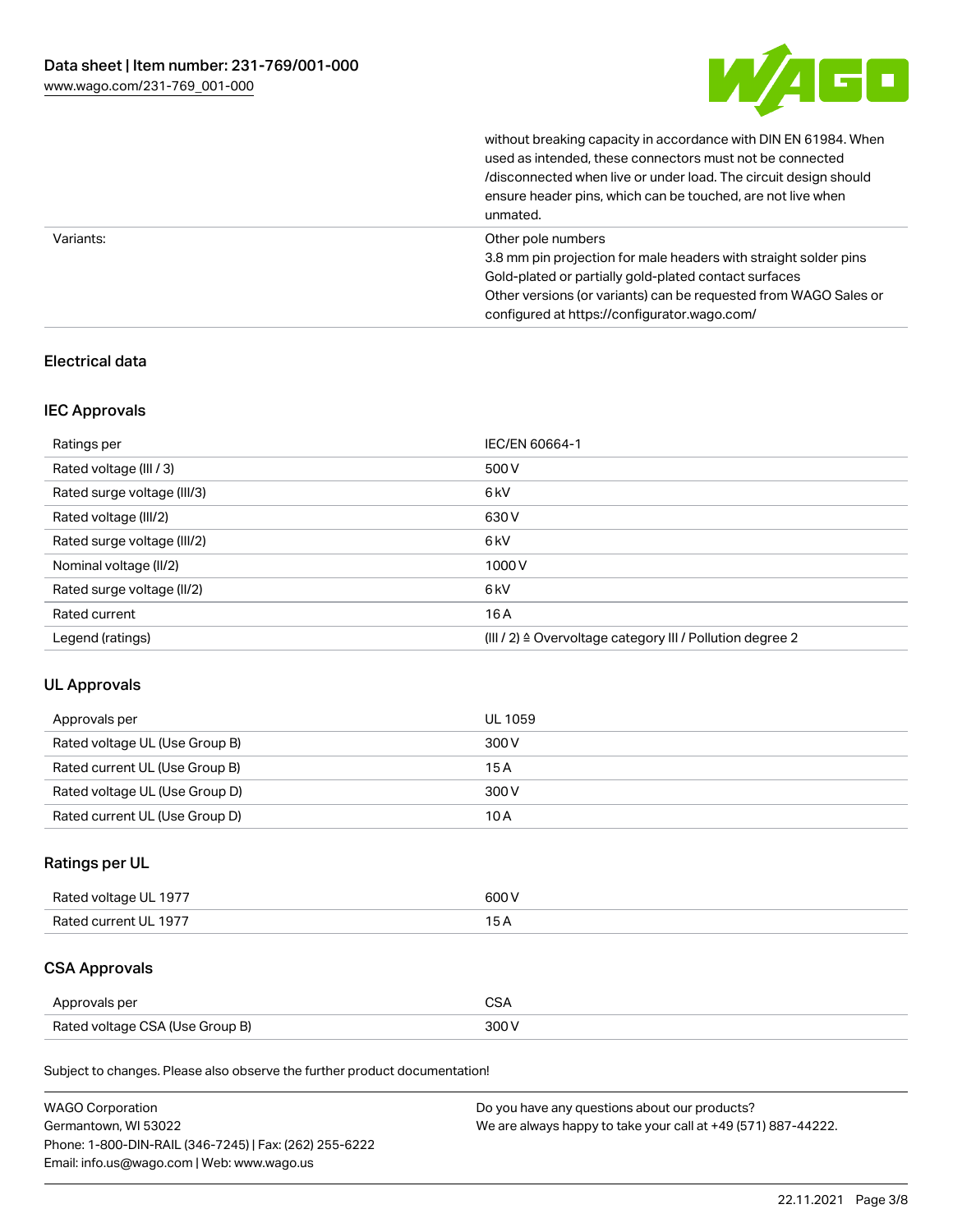| | |
|---|---|
| | without breaking capacity in accordance with DIN EN 61984. When used as intended, these connectors must not be connected /disconnected when live or under load. The circuit design should ensure header pins, which can be touched, are not live when unmated. |
| Variants: | Other pole numbers<br>3.8 mm pin projection for male headers with straight solder pins<br>Gold-plated or partially gold-plated contact surfaces<br>Other versions (or variants) can be requested from WAGO Sales or configured at https://configurator.wago.com/ |

## Electrical data

### IEC Approvals

| | |
|---|---|
| Ratings per | IEC/EN 60664-1 |
| Rated voltage (III / 3) | 500 V |
| Rated surge voltage (III/3) | 6 kV |
| Rated voltage (III/2) | 630 V |
| Rated surge voltage (III/2) | 6 kV |
| Nominal voltage (II/2) | 1000 V |
| Rated surge voltage (II/2) | 6 kV |
| Rated current | 16 A |
| Legend (ratings) | (III / 2) ≙ Overvoltage category III / Pollution degree 2 |

### UL Approvals

| | |
|---|---|
| Approvals per | UL 1059 |
| Rated voltage UL (Use Group B) | 300 V |
| Rated current UL (Use Group B) | 15 A |
| Rated voltage UL (Use Group D) | 300 V |
| Rated current UL (Use Group D) | 10 A |

### Ratings per UL

| | |
|---|---|
| Rated voltage UL 1977 | 600 V |
| Rated current UL 1977 | 15 A |

### CSA Approvals

| | |
|---|---|
| Approvals per | CSA |
| Rated voltage CSA (Use Group B) | 300 V |

Subject to changes. Please also observe the further product documentation!

WAGO Corporation
Germantown, WI 53022
Phone: 1-800-DIN-RAIL (346-7245) | Fax: (262) 255-6222
Email: info.us@wago.com | Web: www.wago.us

Do you have any questions about our products?
We are always happy to take your call at +49 (571) 887-44222.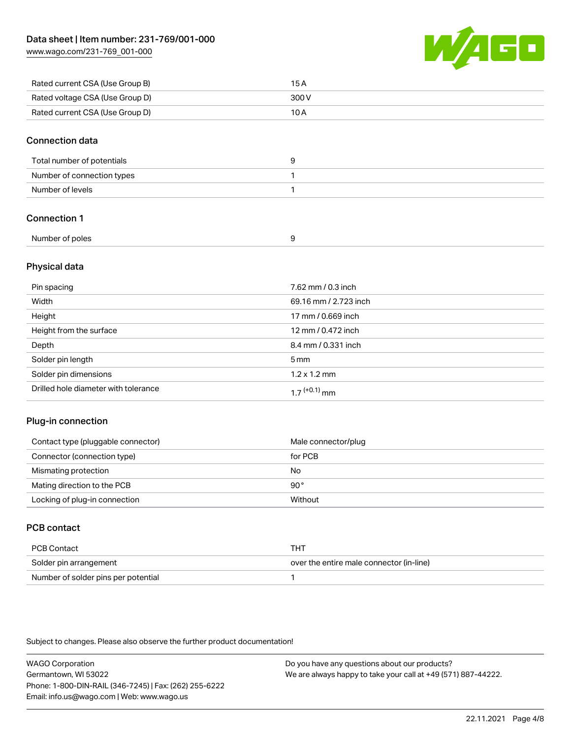| | |
|---|---|
| Rated current CSA (Use Group B) | 15 A |
| Rated voltage CSA (Use Group D) | 300 V |
| Rated current CSA (Use Group D) | 10 A |

## Connection data

| | |
|---|---|
| Total number of potentials | 9 |
| Number of connection types | 1 |
| Number of levels | 1 |

## Connection 1

| | |
|---|---|
| Number of poles | 9 |

## Physical data

| | |
|---|---|
| Pin spacing | 7.62 mm / 0.3 inch |
| Width | 69.16 mm / 2.723 inch |
| Height | 17 mm / 0.669 inch |
| Height from the surface | 12 mm / 0.472 inch |
| Depth | 8.4 mm / 0.331 inch |
| Solder pin length | 5 mm |
| Solder pin dimensions | 1.2 x 1.2 mm |
| Drilled hole diameter with tolerance | $1.7^{(+0.1)}$ mm |

## Plug-in connection

| | |
|---|---|
| Contact type (pluggable connector) | Male connector/plug |
| Connector (connection type) | for PCB |
| Mismating protection | No |
| Mating direction to the PCB | 90° |
| Locking of plug-in connection | Without |

## PCB contact

| | |
|---|---|
| PCB Contact | THT |
| Solder pin arrangement | over the entire male connector (in-line) |
| Number of solder pins per potential | 1 |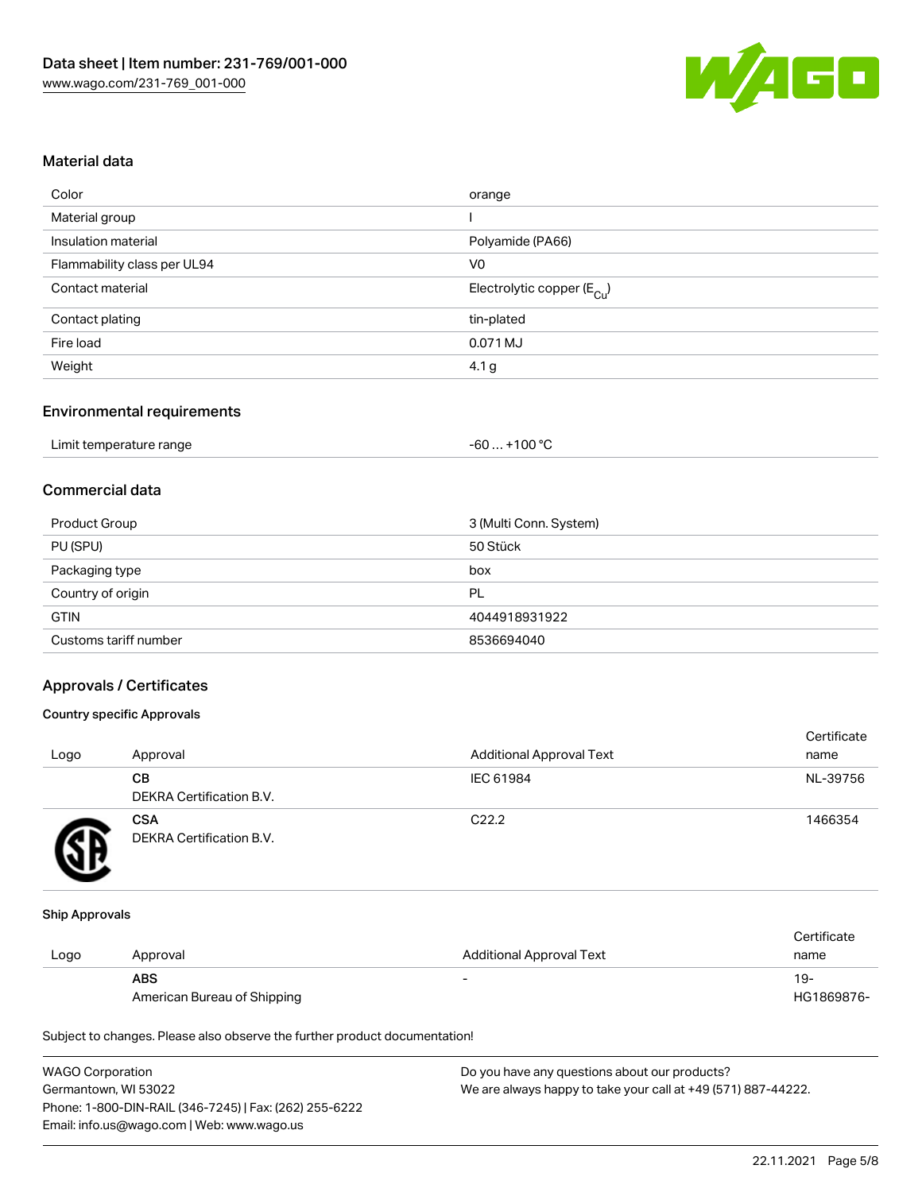## Material data

| | |
|---|---|
| Color | orange |
| Material group | I |
| Insulation material | Polyamide (PA66) |
| Flammability class per UL94 | V0 |
| Contact material | Electrolytic copper ($E_{Cu}$) |
| Contact plating | tin-plated |
| Fire load | 0.071 MJ |
| Weight | 4.1 g |

## Environmental requirements

| | |
|---|---|
| Limit temperature range | -60 … +100 °C |

## Commercial data

| | |
|---|---|
| Product Group | 3 (Multi Conn. System) |
| PU (SPU) | 50 Stück |
| Packaging type | box |
| Country of origin | PL |
| GTIN | 4044918931922 |
| Customs tariff number | 8536694040 |

## Approvals / Certificates

### Country specific Approvals

| Logo | Approval | Additional Approval Text | Certificate name |
|---|---|---|---|
| | **CB** DEKRA Certification B.V. | IEC 61984 | NL-39756 |
| | **CSA** DEKRA Certification B.V. | C22.2 | 1466354 |

### Ship Approvals

| Logo | Approval | Additional Approval Text | Certificate name |
|---|---|---|---|
| | **ABS** American Bureau of Shipping | - | 19-HG1869876- |

Subject to changes. Please also observe the further product documentation!

WAGO Corporation
Germantown, WI 53022
Phone: 1-800-DIN-RAIL (346-7245) | Fax: (262) 255-6222
Email: info.us@wago.com | Web: www.wago.us

Do you have any questions about our products?
We are always happy to take your call at +49 (571) 887-44222.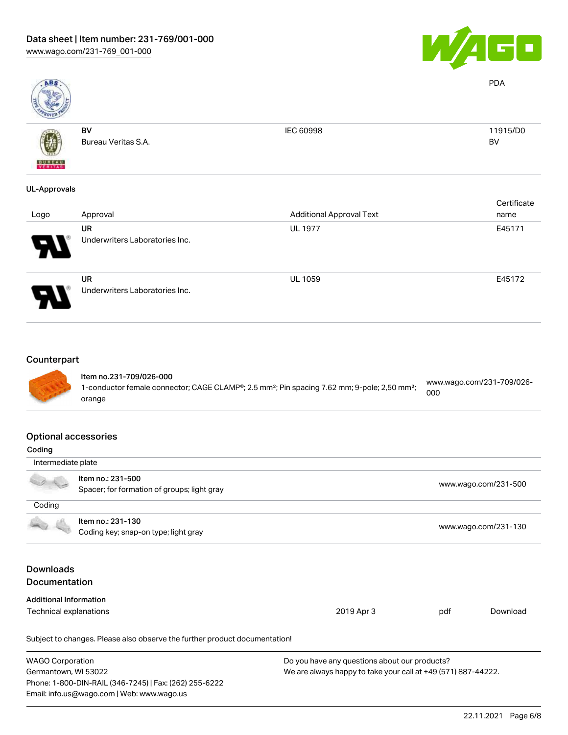| | | | PDA |
|---|---|---|---|
| | **BV**<br>Bureau Veritas S.A. | IEC 60998 | 11915/D0<br>BV |

**UL-Approvals**

| Logo | Approval | Additional Approval Text | Certificate name |
|---|---|---|---|
| | **UR**<br>Underwriters Laboratories Inc. | UL 1977 | E45171 |
| | **UR**<br>Underwriters Laboratories Inc. | UL 1059 | E45172 |

## Counterpart

| | | |
|---|---|---|
| | **Item no.231-709/026-000**<br>1-conductor female connector; CAGE CLAMP®; 2.5 mm²; Pin spacing 7.62 mm; 9-pole; 2,50 mm²; orange | www.wago.com/231-709/026-000 |

## Optional accessories

**Coding**

| Intermediate plate | | |
|---|---|---|
| | **Item no.: 231-500**<br>Spacer; for formation of groups; light gray | www.wago.com/231-500 |
| **Coding** | | |
| | **Item no.: 231-130**<br>Coding key; snap-on type; light gray | www.wago.com/231-130 |

## Downloads

## Documentation

**Additional Information**

| | | | |
|---|---|---|---|
| Technical explanations | 2019 Apr 3 | pdf | Download |

Subject to changes. Please also observe the further product documentation!

WAGO Corporation
Germantown, WI 53022
Phone: 1-800-DIN-RAIL (346-7245) | Fax: (262) 255-6222
Email: info.us@wago.com | Web: www.wago.us

Do you have any questions about our products?
We are always happy to take your call at +49 (571) 887-44222.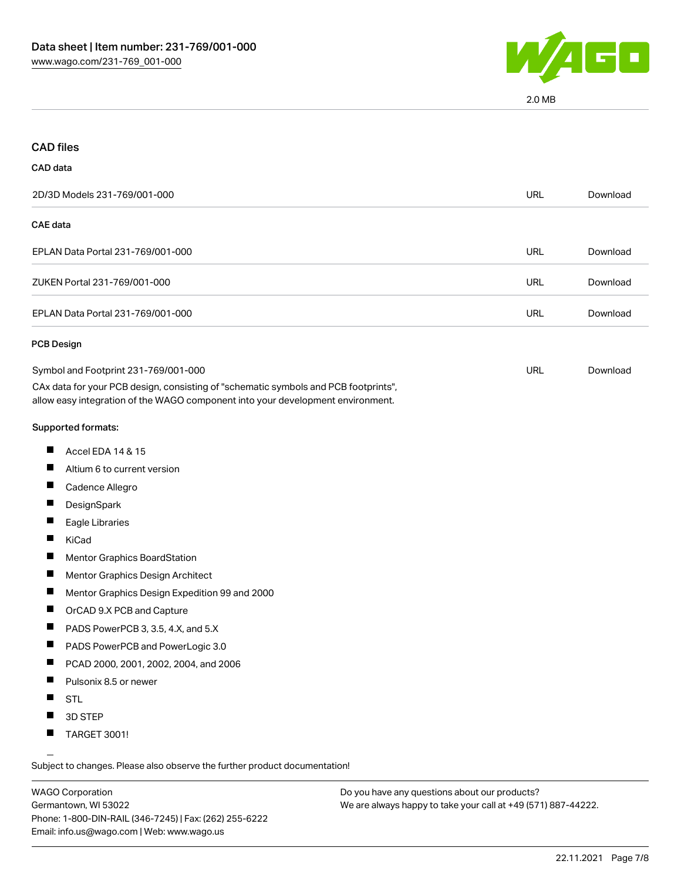2.0 MB

## CAD files

### CAD data

| | | |
|---|---|---|
| 2D/3D Models 231-769/001-000 | URL | Download |

### CAE data

| | | |
|---|---|---|
| EPLAN Data Portal 231-769/001-000 | URL | Download |
| ZUKEN Portal 231-769/001-000 | URL | Download |
| EPLAN Data Portal 231-769/001-000 | URL | Download |

### PCB Design

| | | |
|---|---|---|
| Symbol and Footprint 231-769/001-000 | URL | Download |

CAx data for your PCB design, consisting of "schematic symbols and PCB footprints", allow easy integration of the WAGO component into your development environment.

Supported formats:

- Accel EDA 14 & 15
- Altium 6 to current version
- Cadence Allegro
- DesignSpark
- Eagle Libraries
- KiCad
- Mentor Graphics BoardStation
- Mentor Graphics Design Architect
- Mentor Graphics Design Expedition 99 and 2000
- OrCAD 9.X PCB and Capture
- PADS PowerPCB 3, 3.5, 4.X, and 5.X
- PADS PowerPCB and PowerLogic 3.0
- PCAD 2000, 2001, 2002, 2004, and 2006
- Pulsonix 8.5 or newer
- STL
- 3D STEP
- TARGET 3001!

Subject to changes. Please also observe the further product documentation!

WAGO Corporation
Germantown, WI 53022
Phone: 1-800-DIN-RAIL (346-7245) | Fax: (262) 255-6222
Email: info.us@wago.com | Web: www.wago.us

Do you have any questions about our products?
We are always happy to take your call at +49 (571) 887-44222.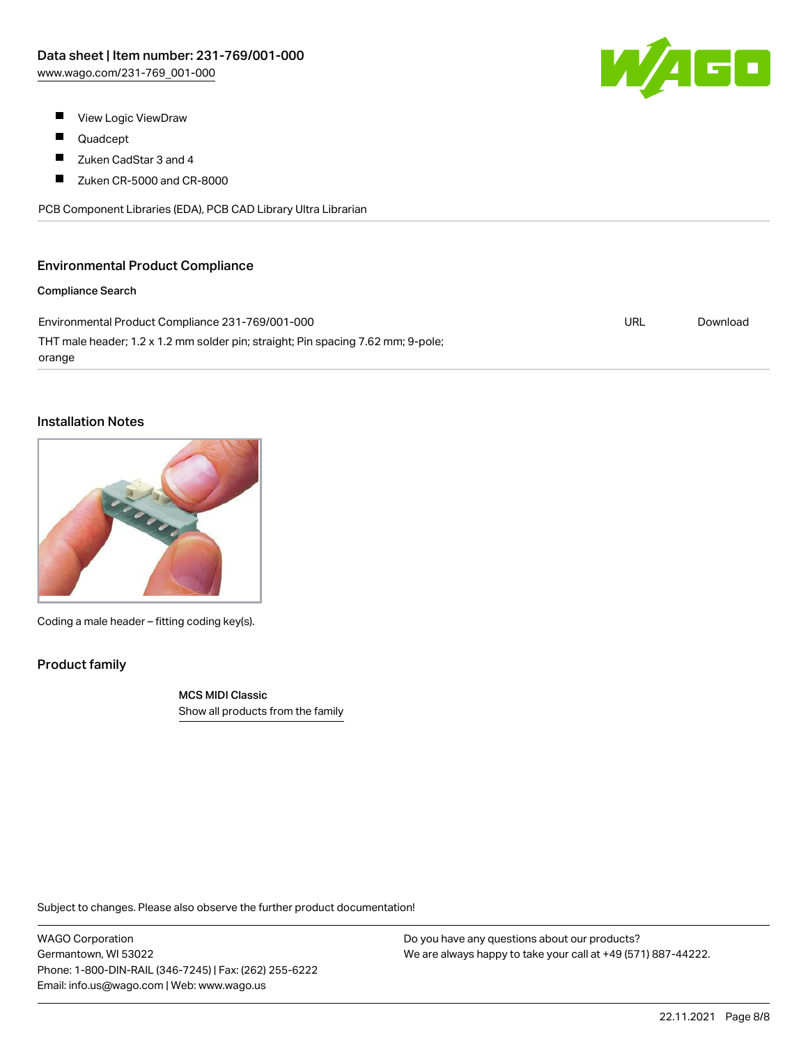- View Logic ViewDraw
- Quadcept
- Zuken CadStar 3 and 4
- Zuken CR-5000 and CR-8000

PCB Component Libraries (EDA), PCB CAD Library Ultra Librarian

## Environmental Product Compliance

### Compliance Search

| | | |
|---|---|---|
| Environmental Product Compliance 231-769/001-000<br>THT male header; 1.2 x 1.2 mm solder pin; straight; Pin spacing 7.62 mm; 9-pole; orange | URL | Download |

## Installation Notes

Coding a male header – fitting coding key(s).

## Product family

MCS MIDI Classic
Show all products from the family

Subject to changes. Please also observe the further product documentation!

WAGO Corporation
Germantown, WI 53022
Phone: 1-800-DIN-RAIL (346-7245) | Fax: (262) 255-6222
Email: info.us@wago.com | Web: www.wago.us

Do you have any questions about our products?
We are always happy to take your call at +49 (571) 887-44222.